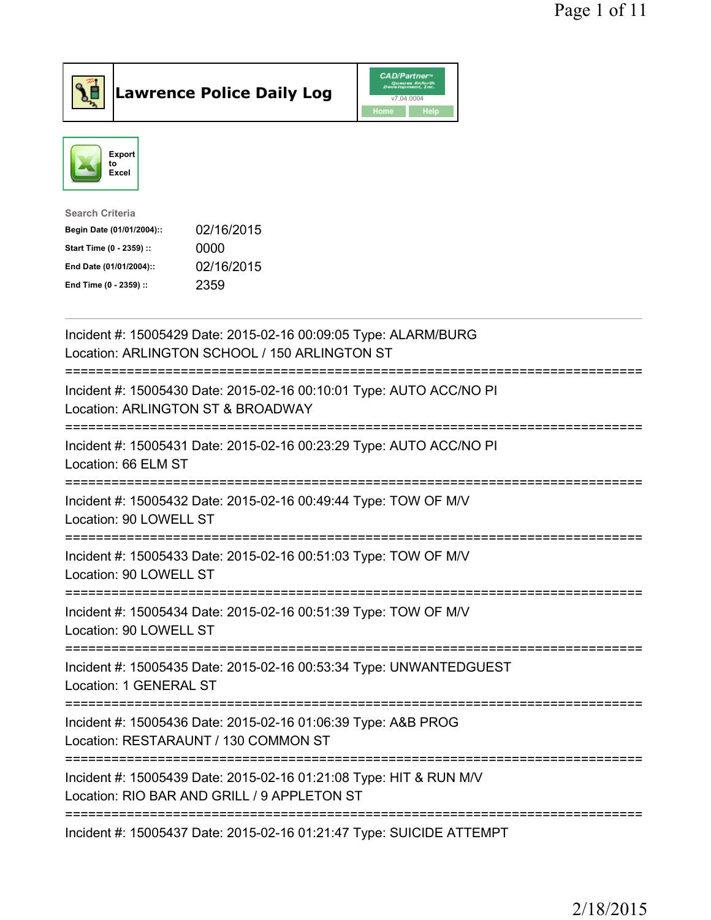# Lawrence Police Daily Log

CAD/Partner v7.04.0004

Home | Help

Export to Excel

**Search Criteria**

| | |
|---|---|
| **Begin Date (01/01/2004)::** | 02/16/2015 |
| **Start Time (0 - 2359) ::** | 0000 |
| **End Date (01/01/2004)::** | 02/16/2015 |
| **End Time (0 - 2359) ::** | 2359 |

---

Incident #: 15005429 Date: 2015-02-16 00:09:05 Type: ALARM/BURG
Location: ARLINGTON SCHOOL / 150 ARLINGTON ST
===========================================================================
Incident #: 15005430 Date: 2015-02-16 00:10:01 Type: AUTO ACC/NO PI
Location: ARLINGTON ST & BROADWAY
===========================================================================
Incident #: 15005431 Date: 2015-02-16 00:23:29 Type: AUTO ACC/NO PI
Location: 66 ELM ST
===========================================================================
Incident #: 15005432 Date: 2015-02-16 00:49:44 Type: TOW OF M/V
Location: 90 LOWELL ST
===========================================================================
Incident #: 15005433 Date: 2015-02-16 00:51:03 Type: TOW OF M/V
Location: 90 LOWELL ST
===========================================================================
Incident #: 15005434 Date: 2015-02-16 00:51:39 Type: TOW OF M/V
Location: 90 LOWELL ST
===========================================================================
Incident #: 15005435 Date: 2015-02-16 00:53:34 Type: UNWANTEDGUEST
Location: 1 GENERAL ST
===========================================================================
Incident #: 15005436 Date: 2015-02-16 01:06:39 Type: A&B PROG
Location: RESTARAUNT / 130 COMMON ST
===========================================================================
Incident #: 15005439 Date: 2015-02-16 01:21:08 Type: HIT & RUN M/V
Location: RIO BAR AND GRILL / 9 APPLETON ST
===========================================================================
Incident #: 15005437 Date: 2015-02-16 01:21:47 Type: SUICIDE ATTEMPT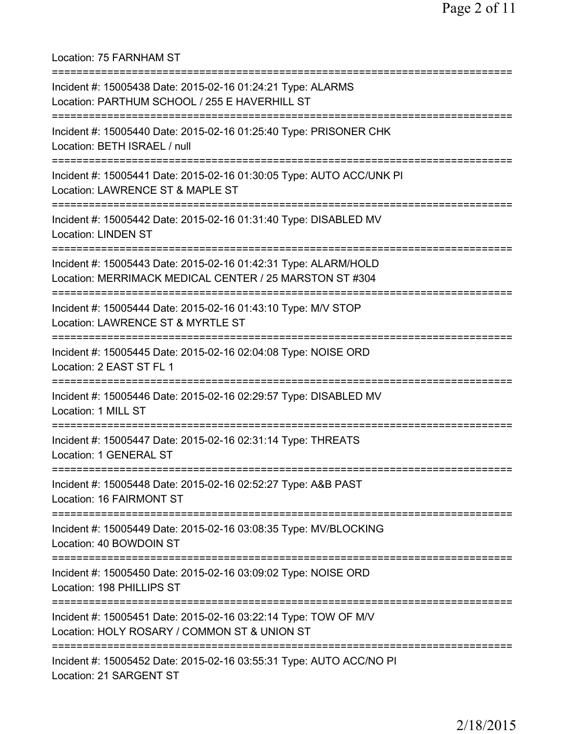Location: 75 FARNHAM ST

===========================================================================

Incident #: 15005438 Date: 2015-02-16 01:24:21 Type: ALARMS
Location: PARTHUM SCHOOL / 255 E HAVERHILL ST

===========================================================================

Incident #: 15005440 Date: 2015-02-16 01:25:40 Type: PRISONER CHK
Location: BETH ISRAEL / null

===========================================================================

Incident #: 15005441 Date: 2015-02-16 01:30:05 Type: AUTO ACC/UNK PI
Location: LAWRENCE ST & MAPLE ST

===========================================================================

Incident #: 15005442 Date: 2015-02-16 01:31:40 Type: DISABLED MV
Location: LINDEN ST

===========================================================================

Incident #: 15005443 Date: 2015-02-16 01:42:31 Type: ALARM/HOLD
Location: MERRIMACK MEDICAL CENTER / 25 MARSTON ST #304

===========================================================================

Incident #: 15005444 Date: 2015-02-16 01:43:10 Type: M/V STOP
Location: LAWRENCE ST & MYRTLE ST

===========================================================================

Incident #: 15005445 Date: 2015-02-16 02:04:08 Type: NOISE ORD
Location: 2 EAST ST FL 1

===========================================================================

Incident #: 15005446 Date: 2015-02-16 02:29:57 Type: DISABLED MV
Location: 1 MILL ST

===========================================================================

Incident #: 15005447 Date: 2015-02-16 02:31:14 Type: THREATS
Location: 1 GENERAL ST

===========================================================================

Incident #: 15005448 Date: 2015-02-16 02:52:27 Type: A&B PAST
Location: 16 FAIRMONT ST

===========================================================================

Incident #: 15005449 Date: 2015-02-16 03:08:35 Type: MV/BLOCKING
Location: 40 BOWDOIN ST

===========================================================================

Incident #: 15005450 Date: 2015-02-16 03:09:02 Type: NOISE ORD
Location: 198 PHILLIPS ST

===========================================================================

Incident #: 15005451 Date: 2015-02-16 03:22:14 Type: TOW OF M/V
Location: HOLY ROSARY / COMMON ST & UNION ST

===========================================================================

Incident #: 15005452 Date: 2015-02-16 03:55:31 Type: AUTO ACC/NO PI
Location: 21 SARGENT ST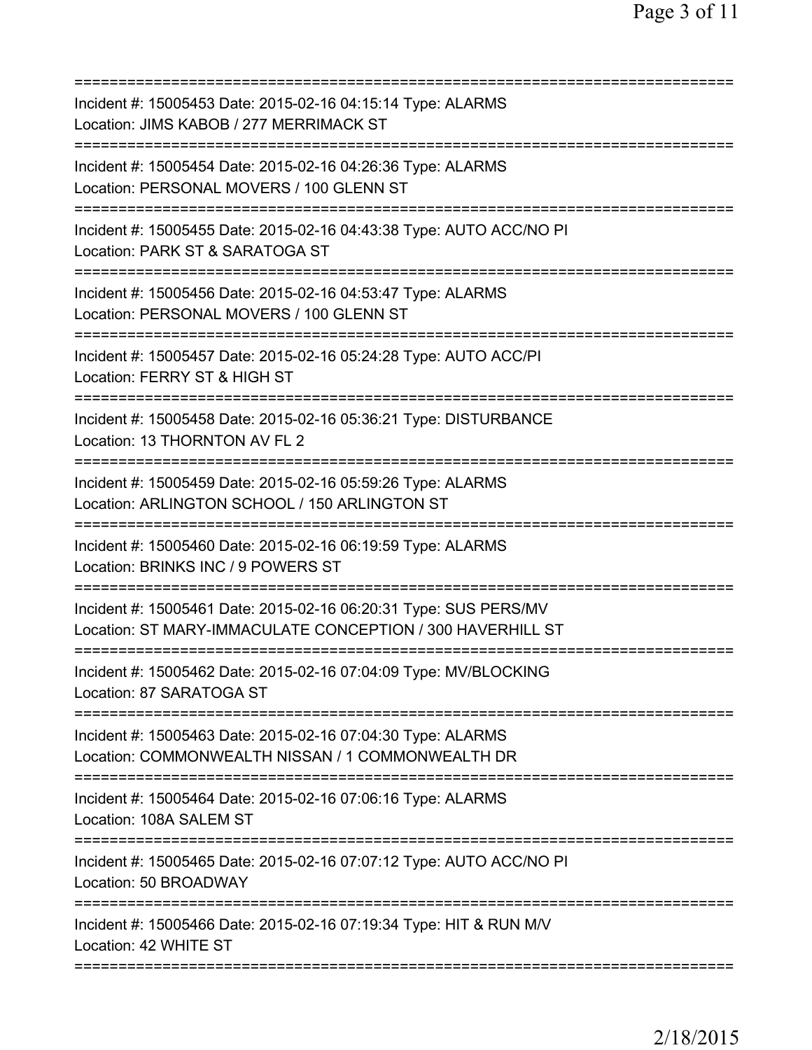==============================================================================
Incident #: 15005453 Date: 2015-02-16 04:15:14 Type: ALARMS
Location: JIMS KABOB / 277 MERRIMACK ST
==============================================================================
Incident #: 15005454 Date: 2015-02-16 04:26:36 Type: ALARMS
Location: PERSONAL MOVERS / 100 GLENN ST
==============================================================================
Incident #: 15005455 Date: 2015-02-16 04:43:38 Type: AUTO ACC/NO PI
Location: PARK ST & SARATOGA ST
==============================================================================
Incident #: 15005456 Date: 2015-02-16 04:53:47 Type: ALARMS
Location: PERSONAL MOVERS / 100 GLENN ST
==============================================================================
Incident #: 15005457 Date: 2015-02-16 05:24:28 Type: AUTO ACC/PI
Location: FERRY ST & HIGH ST
==============================================================================
Incident #: 15005458 Date: 2015-02-16 05:36:21 Type: DISTURBANCE
Location: 13 THORNTON AV FL 2
==============================================================================
Incident #: 15005459 Date: 2015-02-16 05:59:26 Type: ALARMS
Location: ARLINGTON SCHOOL / 150 ARLINGTON ST
==============================================================================
Incident #: 15005460 Date: 2015-02-16 06:19:59 Type: ALARMS
Location: BRINKS INC / 9 POWERS ST
==============================================================================
Incident #: 15005461 Date: 2015-02-16 06:20:31 Type: SUS PERS/MV
Location: ST MARY-IMMACULATE CONCEPTION / 300 HAVERHILL ST
==============================================================================
Incident #: 15005462 Date: 2015-02-16 07:04:09 Type: MV/BLOCKING
Location: 87 SARATOGA ST
==============================================================================
Incident #: 15005463 Date: 2015-02-16 07:04:30 Type: ALARMS
Location: COMMONWEALTH NISSAN / 1 COMMONWEALTH DR
==============================================================================
Incident #: 15005464 Date: 2015-02-16 07:06:16 Type: ALARMS
Location: 108A SALEM ST
==============================================================================
Incident #: 15005465 Date: 2015-02-16 07:07:12 Type: AUTO ACC/NO PI
Location: 50 BROADWAY
==============================================================================
Incident #: 15005466 Date: 2015-02-16 07:19:34 Type: HIT & RUN M/V
Location: 42 WHITE ST
==============================================================================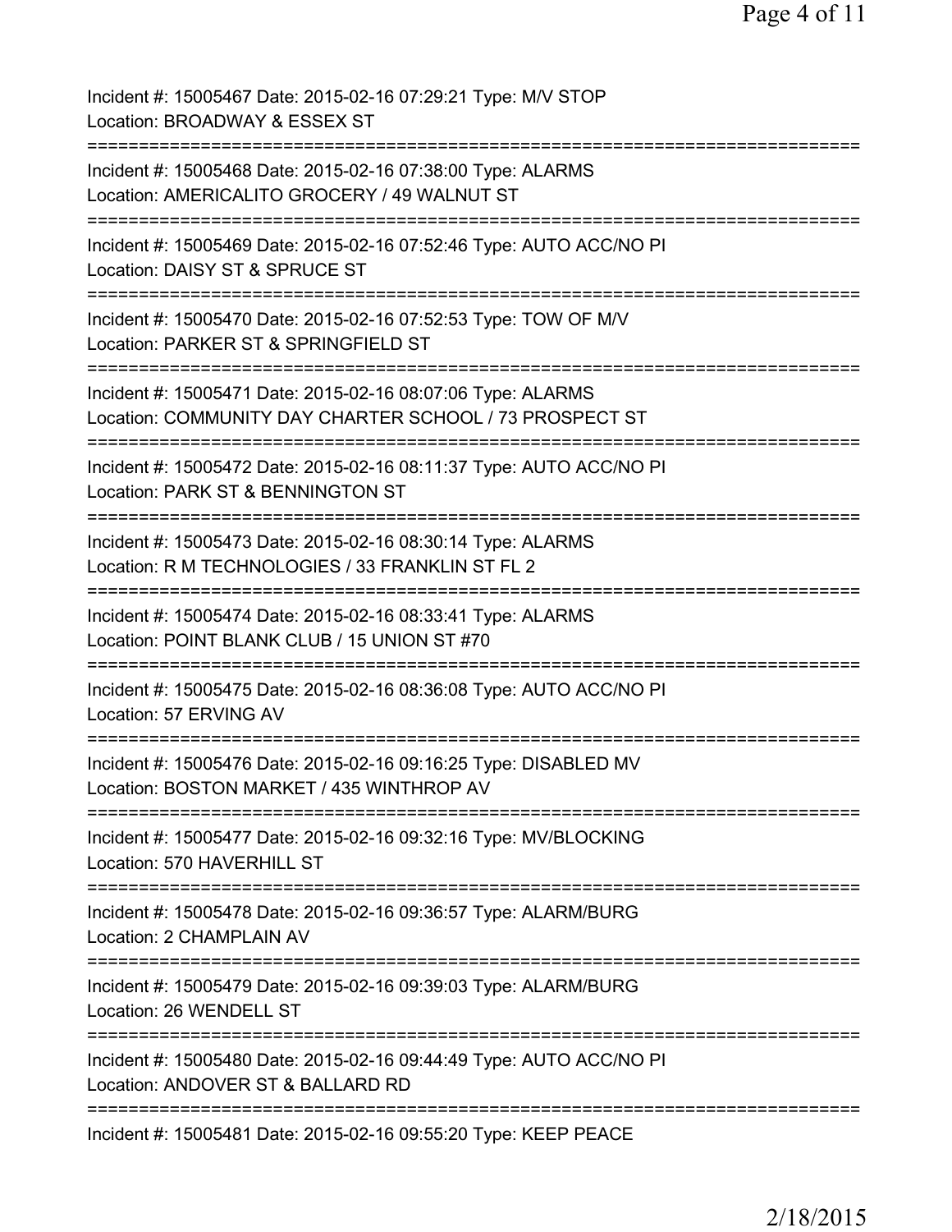Incident #: 15005467 Date: 2015-02-16 07:29:21 Type: M/V STOP
Location: BROADWAY & ESSEX ST
===========================================================================
Incident #: 15005468 Date: 2015-02-16 07:38:00 Type: ALARMS
Location: AMERICALITO GROCERY / 49 WALNUT ST
===========================================================================
Incident #: 15005469 Date: 2015-02-16 07:52:46 Type: AUTO ACC/NO PI
Location: DAISY ST & SPRUCE ST
===========================================================================
Incident #: 15005470 Date: 2015-02-16 07:52:53 Type: TOW OF M/V
Location: PARKER ST & SPRINGFIELD ST
===========================================================================
Incident #: 15005471 Date: 2015-02-16 08:07:06 Type: ALARMS
Location: COMMUNITY DAY CHARTER SCHOOL / 73 PROSPECT ST
===========================================================================
Incident #: 15005472 Date: 2015-02-16 08:11:37 Type: AUTO ACC/NO PI
Location: PARK ST & BENNINGTON ST
===========================================================================
Incident #: 15005473 Date: 2015-02-16 08:30:14 Type: ALARMS
Location: R M TECHNOLOGIES / 33 FRANKLIN ST FL 2
===========================================================================
Incident #: 15005474 Date: 2015-02-16 08:33:41 Type: ALARMS
Location: POINT BLANK CLUB / 15 UNION ST #70
===========================================================================
Incident #: 15005475 Date: 2015-02-16 08:36:08 Type: AUTO ACC/NO PI
Location: 57 ERVING AV
===========================================================================
Incident #: 15005476 Date: 2015-02-16 09:16:25 Type: DISABLED MV
Location: BOSTON MARKET / 435 WINTHROP AV
===========================================================================
Incident #: 15005477 Date: 2015-02-16 09:32:16 Type: MV/BLOCKING
Location: 570 HAVERHILL ST
===========================================================================
Incident #: 15005478 Date: 2015-02-16 09:36:57 Type: ALARM/BURG
Location: 2 CHAMPLAIN AV
===========================================================================
Incident #: 15005479 Date: 2015-02-16 09:39:03 Type: ALARM/BURG
Location: 26 WENDELL ST
===========================================================================
Incident #: 15005480 Date: 2015-02-16 09:44:49 Type: AUTO ACC/NO PI
Location: ANDOVER ST & BALLARD RD
===========================================================================
Incident #: 15005481 Date: 2015-02-16 09:55:20 Type: KEEP PEACE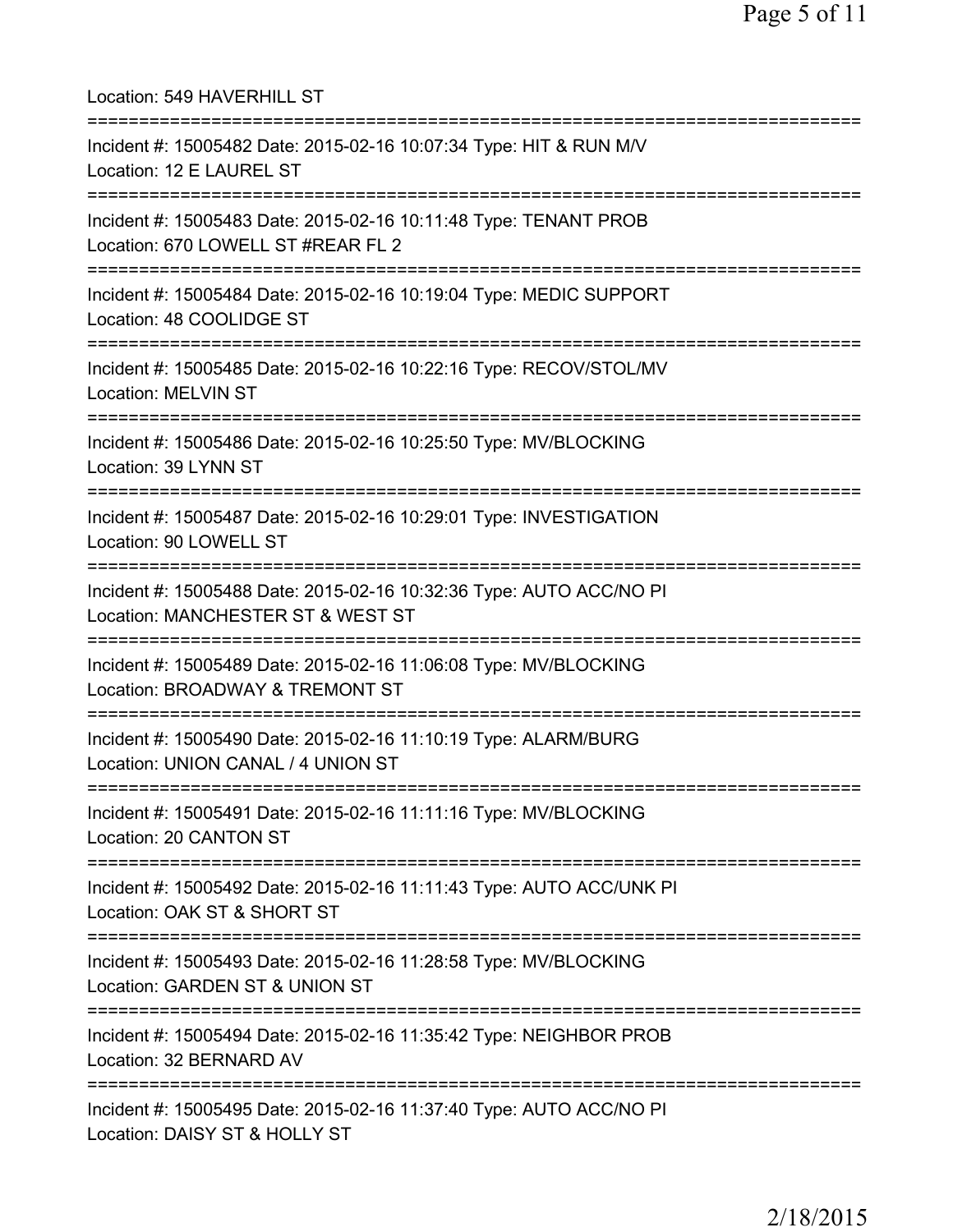Location: 549 HAVERHILL ST

===========================================================================

Incident #: 15005482 Date: 2015-02-16 10:07:34 Type: HIT & RUN M/V
Location: 12 E LAUREL ST

===========================================================================

Incident #: 15005483 Date: 2015-02-16 10:11:48 Type: TENANT PROB
Location: 670 LOWELL ST #REAR FL 2

===========================================================================

Incident #: 15005484 Date: 2015-02-16 10:19:04 Type: MEDIC SUPPORT
Location: 48 COOLIDGE ST

===========================================================================

Incident #: 15005485 Date: 2015-02-16 10:22:16 Type: RECOV/STOL/MV
Location: MELVIN ST

===========================================================================

Incident #: 15005486 Date: 2015-02-16 10:25:50 Type: MV/BLOCKING
Location: 39 LYNN ST

===========================================================================

Incident #: 15005487 Date: 2015-02-16 10:29:01 Type: INVESTIGATION
Location: 90 LOWELL ST

===========================================================================

Incident #: 15005488 Date: 2015-02-16 10:32:36 Type: AUTO ACC/NO PI
Location: MANCHESTER ST & WEST ST

===========================================================================

Incident #: 15005489 Date: 2015-02-16 11:06:08 Type: MV/BLOCKING
Location: BROADWAY & TREMONT ST

===========================================================================

Incident #: 15005490 Date: 2015-02-16 11:10:19 Type: ALARM/BURG
Location: UNION CANAL / 4 UNION ST

===========================================================================

Incident #: 15005491 Date: 2015-02-16 11:11:16 Type: MV/BLOCKING
Location: 20 CANTON ST

===========================================================================

Incident #: 15005492 Date: 2015-02-16 11:11:43 Type: AUTO ACC/UNK PI
Location: OAK ST & SHORT ST

===========================================================================

Incident #: 15005493 Date: 2015-02-16 11:28:58 Type: MV/BLOCKING
Location: GARDEN ST & UNION ST

===========================================================================

Incident #: 15005494 Date: 2015-02-16 11:35:42 Type: NEIGHBOR PROB
Location: 32 BERNARD AV

===========================================================================

Incident #: 15005495 Date: 2015-02-16 11:37:40 Type: AUTO ACC/NO PI
Location: DAISY ST & HOLLY ST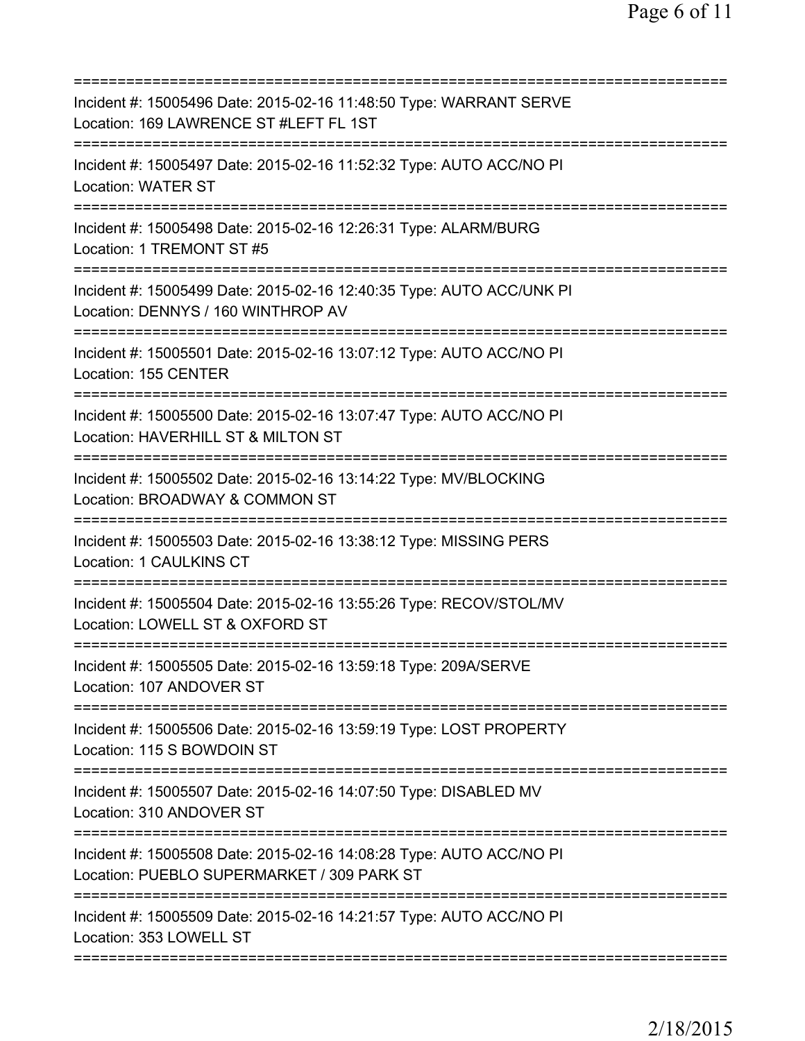===========================================================================
Incident #: 15005496 Date: 2015-02-16 11:48:50 Type: WARRANT SERVE
Location: 169 LAWRENCE ST #LEFT FL 1ST
===========================================================================
Incident #: 15005497 Date: 2015-02-16 11:52:32 Type: AUTO ACC/NO PI
Location: WATER ST
===========================================================================
Incident #: 15005498 Date: 2015-02-16 12:26:31 Type: ALARM/BURG
Location: 1 TREMONT ST #5
===========================================================================
Incident #: 15005499 Date: 2015-02-16 12:40:35 Type: AUTO ACC/UNK PI
Location: DENNYS / 160 WINTHROP AV
===========================================================================
Incident #: 15005501 Date: 2015-02-16 13:07:12 Type: AUTO ACC/NO PI
Location: 155 CENTER
===========================================================================
Incident #: 15005500 Date: 2015-02-16 13:07:47 Type: AUTO ACC/NO PI
Location: HAVERHILL ST & MILTON ST
===========================================================================
Incident #: 15005502 Date: 2015-02-16 13:14:22 Type: MV/BLOCKING
Location: BROADWAY & COMMON ST
===========================================================================
Incident #: 15005503 Date: 2015-02-16 13:38:12 Type: MISSING PERS
Location: 1 CAULKINS CT
===========================================================================
Incident #: 15005504 Date: 2015-02-16 13:55:26 Type: RECOV/STOL/MV
Location: LOWELL ST & OXFORD ST
===========================================================================
Incident #: 15005505 Date: 2015-02-16 13:59:18 Type: 209A/SERVE
Location: 107 ANDOVER ST
===========================================================================
Incident #: 15005506 Date: 2015-02-16 13:59:19 Type: LOST PROPERTY
Location: 115 S BOWDOIN ST
===========================================================================
Incident #: 15005507 Date: 2015-02-16 14:07:50 Type: DISABLED MV
Location: 310 ANDOVER ST
===========================================================================
Incident #: 15005508 Date: 2015-02-16 14:08:28 Type: AUTO ACC/NO PI
Location: PUEBLO SUPERMARKET / 309 PARK ST
===========================================================================
Incident #: 15005509 Date: 2015-02-16 14:21:57 Type: AUTO ACC/NO PI
Location: 353 LOWELL ST
===========================================================================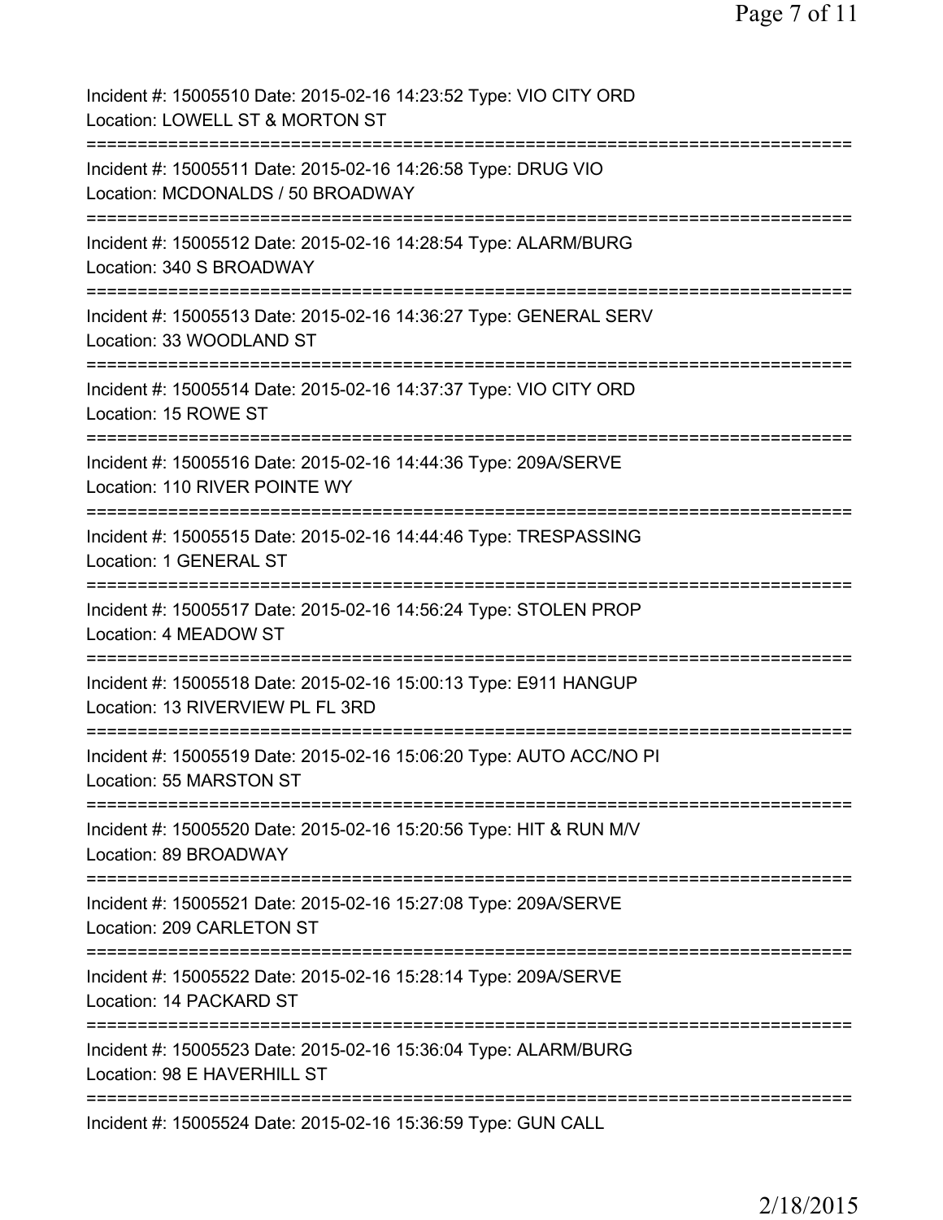Incident #: 15005510 Date: 2015-02-16 14:23:52 Type: VIO CITY ORD
Location: LOWELL ST & MORTON ST
===========================================================================
Incident #: 15005511 Date: 2015-02-16 14:26:58 Type: DRUG VIO
Location: MCDONALDS / 50 BROADWAY
===========================================================================
Incident #: 15005512 Date: 2015-02-16 14:28:54 Type: ALARM/BURG
Location: 340 S BROADWAY
===========================================================================
Incident #: 15005513 Date: 2015-02-16 14:36:27 Type: GENERAL SERV
Location: 33 WOODLAND ST
===========================================================================
Incident #: 15005514 Date: 2015-02-16 14:37:37 Type: VIO CITY ORD
Location: 15 ROWE ST
===========================================================================
Incident #: 15005516 Date: 2015-02-16 14:44:36 Type: 209A/SERVE
Location: 110 RIVER POINTE WY
===========================================================================
Incident #: 15005515 Date: 2015-02-16 14:44:46 Type: TRESPASSING
Location: 1 GENERAL ST
===========================================================================
Incident #: 15005517 Date: 2015-02-16 14:56:24 Type: STOLEN PROP
Location: 4 MEADOW ST
===========================================================================
Incident #: 15005518 Date: 2015-02-16 15:00:13 Type: E911 HANGUP
Location: 13 RIVERVIEW PL FL 3RD
===========================================================================
Incident #: 15005519 Date: 2015-02-16 15:06:20 Type: AUTO ACC/NO PI
Location: 55 MARSTON ST
===========================================================================
Incident #: 15005520 Date: 2015-02-16 15:20:56 Type: HIT & RUN M/V
Location: 89 BROADWAY
===========================================================================
Incident #: 15005521 Date: 2015-02-16 15:27:08 Type: 209A/SERVE
Location: 209 CARLETON ST
===========================================================================
Incident #: 15005522 Date: 2015-02-16 15:28:14 Type: 209A/SERVE
Location: 14 PACKARD ST
===========================================================================
Incident #: 15005523 Date: 2015-02-16 15:36:04 Type: ALARM/BURG
Location: 98 E HAVERHILL ST
===========================================================================
Incident #: 15005524 Date: 2015-02-16 15:36:59 Type: GUN CALL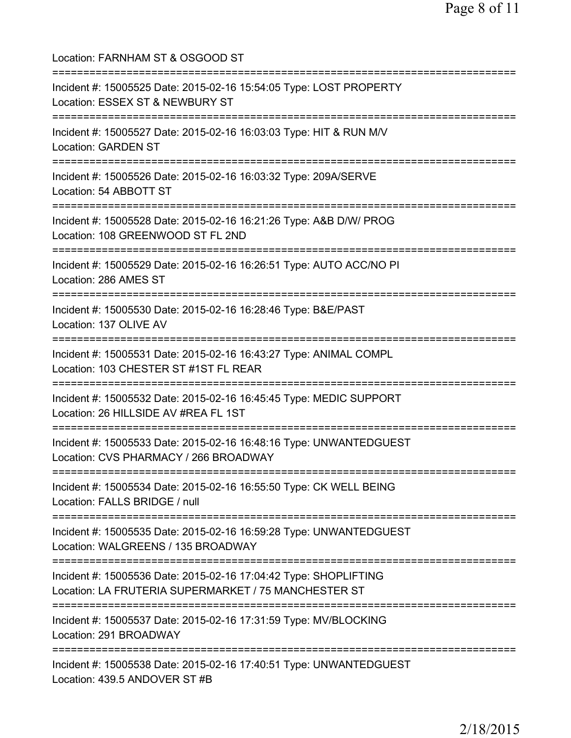Location: FARNHAM ST & OSGOOD ST

===========================================================================

Incident #: 15005525 Date: 2015-02-16 15:54:05 Type: LOST PROPERTY
Location: ESSEX ST & NEWBURY ST

===========================================================================

Incident #: 15005527 Date: 2015-02-16 16:03:03 Type: HIT & RUN M/V
Location: GARDEN ST

===========================================================================

Incident #: 15005526 Date: 2015-02-16 16:03:32 Type: 209A/SERVE
Location: 54 ABBOTT ST

===========================================================================

Incident #: 15005528 Date: 2015-02-16 16:21:26 Type: A&B D/W/ PROG
Location: 108 GREENWOOD ST FL 2ND

===========================================================================

Incident #: 15005529 Date: 2015-02-16 16:26:51 Type: AUTO ACC/NO PI
Location: 286 AMES ST

===========================================================================

Incident #: 15005530 Date: 2015-02-16 16:28:46 Type: B&E/PAST
Location: 137 OLIVE AV

===========================================================================

Incident #: 15005531 Date: 2015-02-16 16:43:27 Type: ANIMAL COMPL
Location: 103 CHESTER ST #1ST FL REAR

===========================================================================

Incident #: 15005532 Date: 2015-02-16 16:45:45 Type: MEDIC SUPPORT
Location: 26 HILLSIDE AV #REA FL 1ST

===========================================================================

Incident #: 15005533 Date: 2015-02-16 16:48:16 Type: UNWANTEDGUEST
Location: CVS PHARMACY / 266 BROADWAY

===========================================================================

Incident #: 15005534 Date: 2015-02-16 16:55:50 Type: CK WELL BEING
Location: FALLS BRIDGE / null

===========================================================================

Incident #: 15005535 Date: 2015-02-16 16:59:28 Type: UNWANTEDGUEST
Location: WALGREENS / 135 BROADWAY

===========================================================================

Incident #: 15005536 Date: 2015-02-16 17:04:42 Type: SHOPLIFTING
Location: LA FRUTERIA SUPERMARKET / 75 MANCHESTER ST

===========================================================================

Incident #: 15005537 Date: 2015-02-16 17:31:59 Type: MV/BLOCKING
Location: 291 BROADWAY

===========================================================================

Incident #: 15005538 Date: 2015-02-16 17:40:51 Type: UNWANTEDGUEST
Location: 439.5 ANDOVER ST #B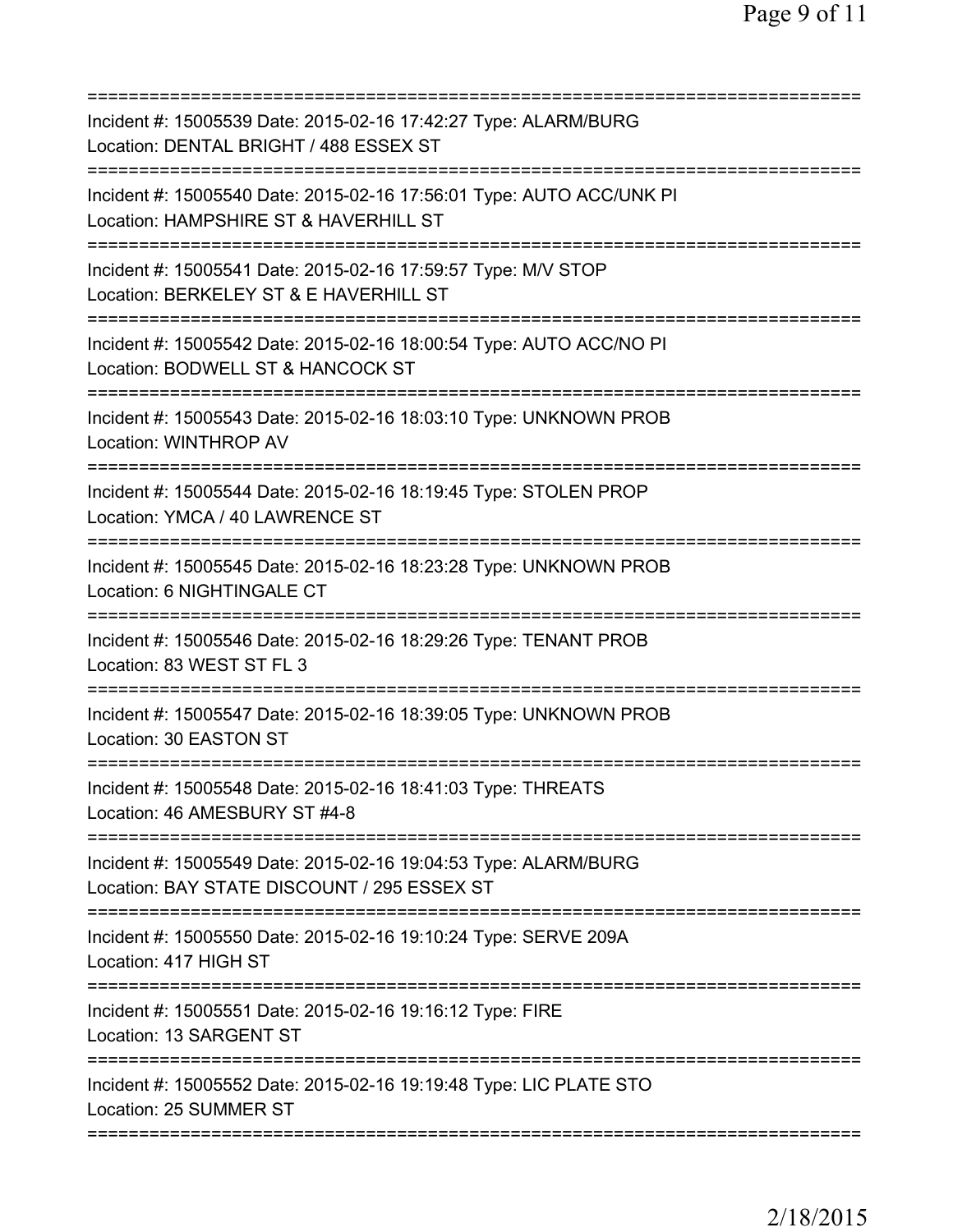===========================================================================
Incident #: 15005539 Date: 2015-02-16 17:42:27 Type: ALARM/BURG
Location: DENTAL BRIGHT / 488 ESSEX ST
===========================================================================
Incident #: 15005540 Date: 2015-02-16 17:56:01 Type: AUTO ACC/UNK PI
Location: HAMPSHIRE ST & HAVERHILL ST
===========================================================================
Incident #: 15005541 Date: 2015-02-16 17:59:57 Type: M/V STOP
Location: BERKELEY ST & E HAVERHILL ST
===========================================================================
Incident #: 15005542 Date: 2015-02-16 18:00:54 Type: AUTO ACC/NO PI
Location: BODWELL ST & HANCOCK ST
===========================================================================
Incident #: 15005543 Date: 2015-02-16 18:03:10 Type: UNKNOWN PROB
Location: WINTHROP AV
===========================================================================
Incident #: 15005544 Date: 2015-02-16 18:19:45 Type: STOLEN PROP
Location: YMCA / 40 LAWRENCE ST
===========================================================================
Incident #: 15005545 Date: 2015-02-16 18:23:28 Type: UNKNOWN PROB
Location: 6 NIGHTINGALE CT
===========================================================================
Incident #: 15005546 Date: 2015-02-16 18:29:26 Type: TENANT PROB
Location: 83 WEST ST FL 3
===========================================================================
Incident #: 15005547 Date: 2015-02-16 18:39:05 Type: UNKNOWN PROB
Location: 30 EASTON ST
===========================================================================
Incident #: 15005548 Date: 2015-02-16 18:41:03 Type: THREATS
Location: 46 AMESBURY ST #4-8
===========================================================================
Incident #: 15005549 Date: 2015-02-16 19:04:53 Type: ALARM/BURG
Location: BAY STATE DISCOUNT / 295 ESSEX ST
===========================================================================
Incident #: 15005550 Date: 2015-02-16 19:10:24 Type: SERVE 209A
Location: 417 HIGH ST
===========================================================================
Incident #: 15005551 Date: 2015-02-16 19:16:12 Type: FIRE
Location: 13 SARGENT ST
===========================================================================
Incident #: 15005552 Date: 2015-02-16 19:19:48 Type: LIC PLATE STO
Location: 25 SUMMER ST
===========================================================================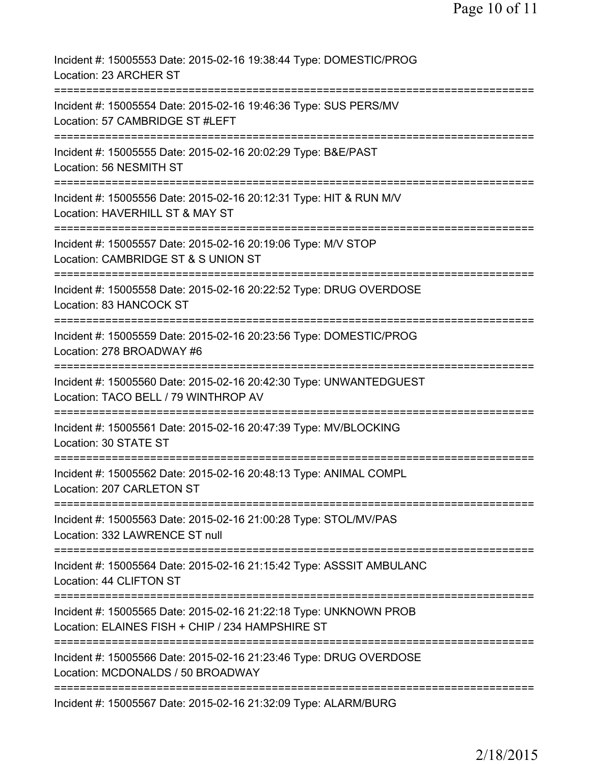Incident #: 15005553 Date: 2015-02-16 19:38:44 Type: DOMESTIC/PROG
Location: 23 ARCHER ST

===========================================================================

Incident #: 15005554 Date: 2015-02-16 19:46:36 Type: SUS PERS/MV
Location: 57 CAMBRIDGE ST #LEFT

===========================================================================

Incident #: 15005555 Date: 2015-02-16 20:02:29 Type: B&E/PAST
Location: 56 NESMITH ST

===========================================================================

Incident #: 15005556 Date: 2015-02-16 20:12:31 Type: HIT & RUN M/V
Location: HAVERHILL ST & MAY ST

===========================================================================

Incident #: 15005557 Date: 2015-02-16 20:19:06 Type: M/V STOP
Location: CAMBRIDGE ST & S UNION ST

===========================================================================

Incident #: 15005558 Date: 2015-02-16 20:22:52 Type: DRUG OVERDOSE
Location: 83 HANCOCK ST

===========================================================================

Incident #: 15005559 Date: 2015-02-16 20:23:56 Type: DOMESTIC/PROG
Location: 278 BROADWAY #6

===========================================================================

Incident #: 15005560 Date: 2015-02-16 20:42:30 Type: UNWANTEDGUEST
Location: TACO BELL / 79 WINTHROP AV

===========================================================================

Incident #: 15005561 Date: 2015-02-16 20:47:39 Type: MV/BLOCKING
Location: 30 STATE ST

===========================================================================

Incident #: 15005562 Date: 2015-02-16 20:48:13 Type: ANIMAL COMPL
Location: 207 CARLETON ST

===========================================================================

Incident #: 15005563 Date: 2015-02-16 21:00:28 Type: STOL/MV/PAS
Location: 332 LAWRENCE ST null

===========================================================================

Incident #: 15005564 Date: 2015-02-16 21:15:42 Type: ASSSIT AMBULANC
Location: 44 CLIFTON ST

===========================================================================

Incident #: 15005565 Date: 2015-02-16 21:22:18 Type: UNKNOWN PROB
Location: ELAINES FISH + CHIP / 234 HAMPSHIRE ST

===========================================================================

Incident #: 15005566 Date: 2015-02-16 21:23:46 Type: DRUG OVERDOSE
Location: MCDONALDS / 50 BROADWAY

===========================================================================

Incident #: 15005567 Date: 2015-02-16 21:32:09 Type: ALARM/BURG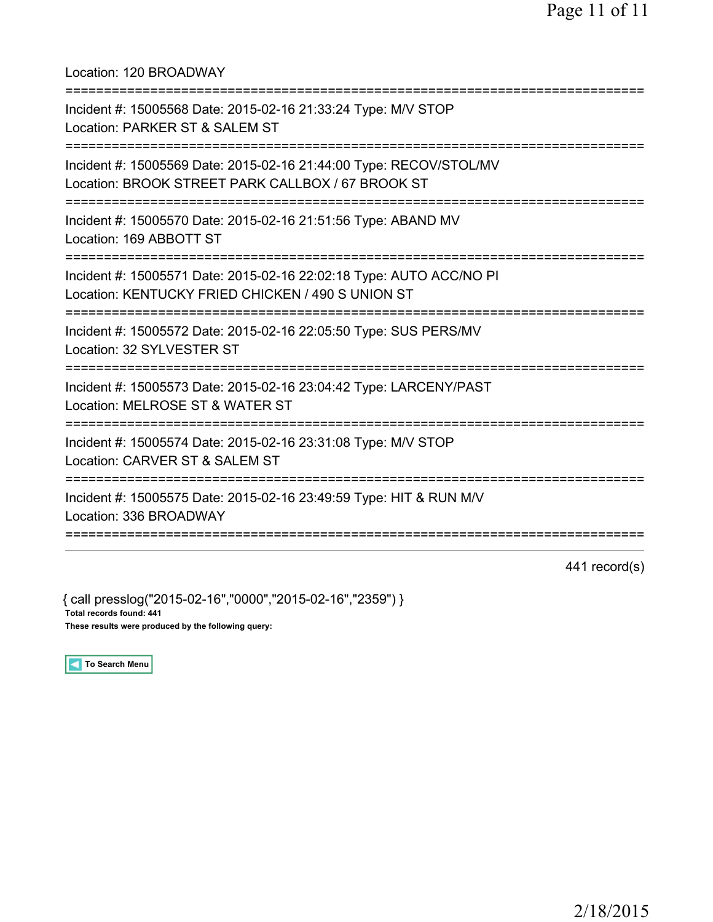Location: 120 BROADWAY

===========================================================================

Incident #: 15005568 Date: 2015-02-16 21:33:24 Type: M/V STOP
Location: PARKER ST & SALEM ST

===========================================================================

Incident #: 15005569 Date: 2015-02-16 21:44:00 Type: RECOV/STOL/MV
Location: BROOK STREET PARK CALLBOX / 67 BROOK ST

===========================================================================

Incident #: 15005570 Date: 2015-02-16 21:51:56 Type: ABAND MV
Location: 169 ABBOTT ST

===========================================================================

Incident #: 15005571 Date: 2015-02-16 22:02:18 Type: AUTO ACC/NO PI
Location: KENTUCKY FRIED CHICKEN / 490 S UNION ST

===========================================================================

Incident #: 15005572 Date: 2015-02-16 22:05:50 Type: SUS PERS/MV
Location: 32 SYLVESTER ST

===========================================================================

Incident #: 15005573 Date: 2015-02-16 23:04:42 Type: LARCENY/PAST
Location: MELROSE ST & WATER ST

===========================================================================

Incident #: 15005574 Date: 2015-02-16 23:31:08 Type: M/V STOP
Location: CARVER ST & SALEM ST

===========================================================================

Incident #: 15005575 Date: 2015-02-16 23:49:59 Type: HIT & RUN M/V
Location: 336 BROADWAY

===========================================================================

441 record(s)

{ call presslog("2015-02-16","0000","2015-02-16","2359") }

**Total records found: 441**

**These results were produced by the following query:**

To Search Menu